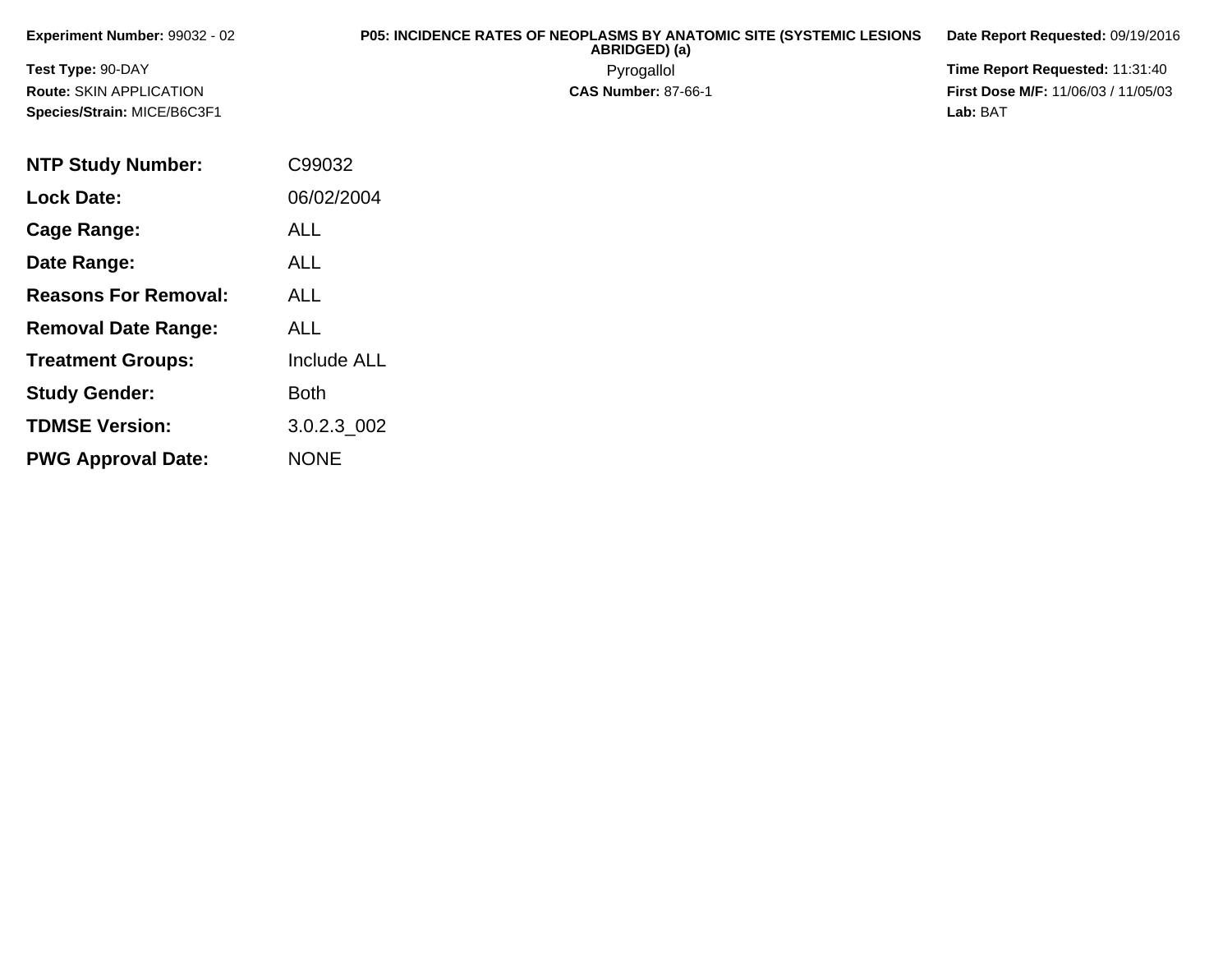**Experiment Number:** 99032 - 02

**Test Type:** 90-DAY

**Route:** SKIN APPLICATION

**Species/Strain:** MICE/B6C3F1

**P05: INCIDENCE RATES OF NEOPLASMS BY ANATOMIC SITE (SYSTEMIC LESIONS ABRIDGED) (a)**

Pyrogallol

**CAS Number:** 87-66-1

**Date Report Requested:** 09/19/2016

**Time Report Requested:** 11:31:40

**First Dose M/F:** 11/06/03 / 11/05/03

**Lab:** BAT

| | |
|---|---|
| **NTP Study Number:** | C99032 |
| **Lock Date:** | 06/02/2004 |
| **Cage Range:** | ALL |
| **Date Range:** | ALL |
| **Reasons For Removal:** | ALL |
| **Removal Date Range:** | ALL |
| **Treatment Groups:** | Include ALL |
| **Study Gender:** | Both |
| **TDMSE Version:** | 3.0.2.3_002 |
| **PWG Approval Date:** | NONE |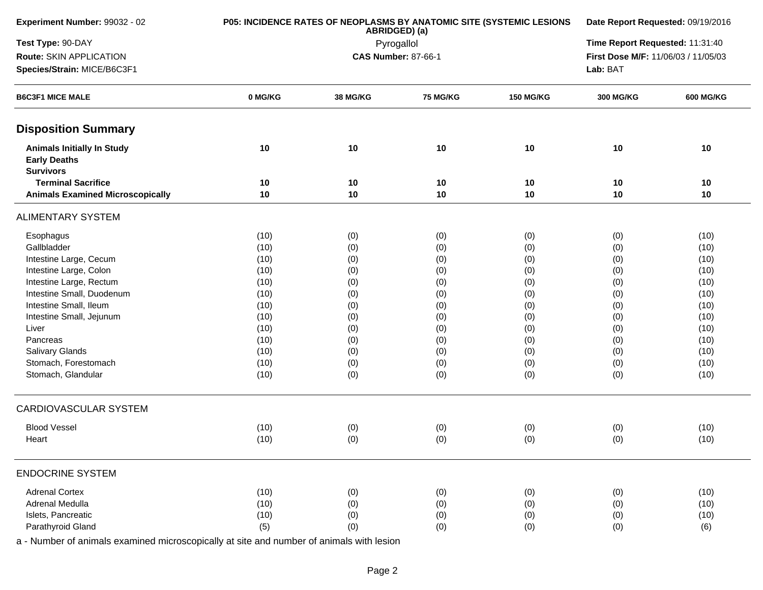**Experiment Number:** 99032 - 02
**Test Type:** 90-DAY
**Route:** SKIN APPLICATION
**Species/Strain:** MICE/B6C3F1

**P05: INCIDENCE RATES OF NEOPLASMS BY ANATOMIC SITE (SYSTEMIC LESIONS ABRIDGED) (a)**
Pyrogallol
**CAS Number:** 87-66-1

**Date Report Requested:** 09/19/2016
**Time Report Requested:** 11:31:40
**First Dose M/F:** 11/06/03 / 11/05/03
**Lab:** BAT

| B6C3F1 MICE MALE | 0 MG/KG | 38 MG/KG | 75 MG/KG | 150 MG/KG | 300 MG/KG | 600 MG/KG |
|---|---|---|---|---|---|---|
| **Disposition Summary** | | | | | | |
| **Animals Initially In Study** | 10 | 10 | 10 | 10 | 10 | 10 |
| **Early Deaths** | | | | | | |
| **Survivors** | | | | | | |
| **Terminal Sacrifice** | 10 | 10 | 10 | 10 | 10 | 10 |
| **Animals Examined Microscopically** | 10 | 10 | 10 | 10 | 10 | 10 |
| ALIMENTARY SYSTEM | | | | | | |
| Esophagus | (10) | (0) | (0) | (0) | (0) | (10) |
| Gallbladder | (10) | (0) | (0) | (0) | (0) | (10) |
| Intestine Large, Cecum | (10) | (0) | (0) | (0) | (0) | (10) |
| Intestine Large, Colon | (10) | (0) | (0) | (0) | (0) | (10) |
| Intestine Large, Rectum | (10) | (0) | (0) | (0) | (0) | (10) |
| Intestine Small, Duodenum | (10) | (0) | (0) | (0) | (0) | (10) |
| Intestine Small, Ileum | (10) | (0) | (0) | (0) | (0) | (10) |
| Intestine Small, Jejunum | (10) | (0) | (0) | (0) | (0) | (10) |
| Liver | (10) | (0) | (0) | (0) | (0) | (10) |
| Pancreas | (10) | (0) | (0) | (0) | (0) | (10) |
| Salivary Glands | (10) | (0) | (0) | (0) | (0) | (10) |
| Stomach, Forestomach | (10) | (0) | (0) | (0) | (0) | (10) |
| Stomach, Glandular | (10) | (0) | (0) | (0) | (0) | (10) |
| CARDIOVASCULAR SYSTEM | | | | | | |
| Blood Vessel | (10) | (0) | (0) | (0) | (0) | (10) |
| Heart | (10) | (0) | (0) | (0) | (0) | (10) |
| ENDOCRINE SYSTEM | | | | | | |
| Adrenal Cortex | (10) | (0) | (0) | (0) | (0) | (10) |
| Adrenal Medulla | (10) | (0) | (0) | (0) | (0) | (10) |
| Islets, Pancreatic | (10) | (0) | (0) | (0) | (0) | (10) |
| Parathyroid Gland | (5) | (0) | (0) | (0) | (0) | (6) |

a - Number of animals examined microscopically at site and number of animals with lesion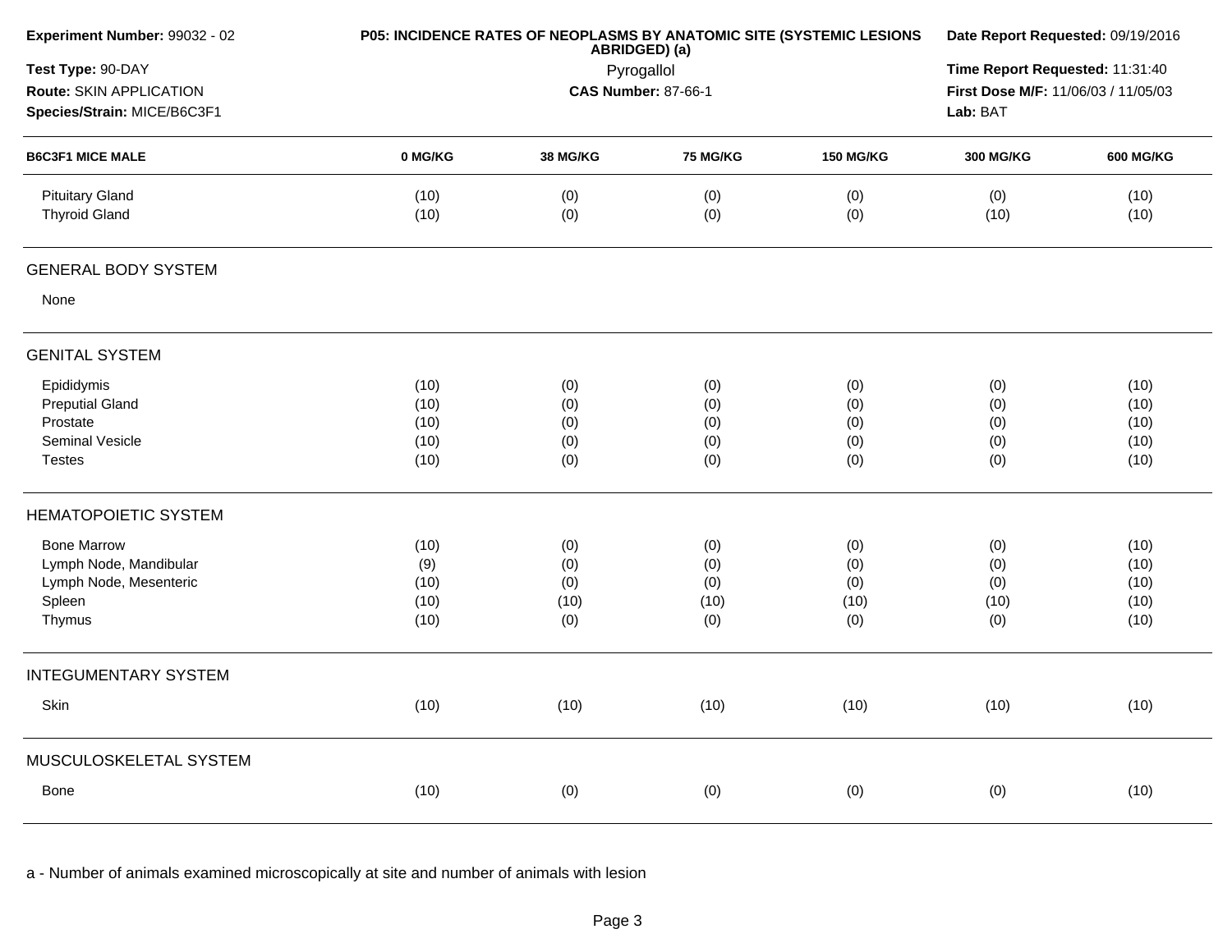**Experiment Number:** 99032 - 02
**Test Type:** 90-DAY
**Route:** SKIN APPLICATION
**Species/Strain:** MICE/B6C3F1

**P05: INCIDENCE RATES OF NEOPLASMS BY ANATOMIC SITE (SYSTEMIC LESIONS ABRIDGED) (a)**
Pyrogallol
**CAS Number:** 87-66-1

**Date Report Requested:** 09/19/2016
**Time Report Requested:** 11:31:40
**First Dose M/F:** 11/06/03 / 11/05/03
**Lab:** BAT

| B6C3F1 MICE MALE | 0 MG/KG | 38 MG/KG | 75 MG/KG | 150 MG/KG | 300 MG/KG | 600 MG/KG |
|---|---|---|---|---|---|---|
| Pituitary Gland | (10) | (0) | (0) | (0) | (0) | (10) |
| Thyroid Gland | (10) | (0) | (0) | (0) | (10) | (10) |
| **GENERAL BODY SYSTEM** | | | | | | |
| None | | | | | | |
| **GENITAL SYSTEM** | | | | | | |
| Epididymis | (10) | (0) | (0) | (0) | (0) | (10) |
| Preputial Gland | (10) | (0) | (0) | (0) | (0) | (10) |
| Prostate | (10) | (0) | (0) | (0) | (0) | (10) |
| Seminal Vesicle | (10) | (0) | (0) | (0) | (0) | (10) |
| Testes | (10) | (0) | (0) | (0) | (0) | (10) |
| **HEMATOPOIETIC SYSTEM** | | | | | | |
| Bone Marrow | (10) | (0) | (0) | (0) | (0) | (10) |
| Lymph Node, Mandibular | (9) | (0) | (0) | (0) | (0) | (10) |
| Lymph Node, Mesenteric | (10) | (0) | (0) | (0) | (0) | (10) |
| Spleen | (10) | (10) | (10) | (10) | (10) | (10) |
| Thymus | (10) | (0) | (0) | (0) | (0) | (10) |
| **INTEGUMENTARY SYSTEM** | | | | | | |
| Skin | (10) | (10) | (10) | (10) | (10) | (10) |
| **MUSCULOSKELETAL SYSTEM** | | | | | | |
| Bone | (10) | (0) | (0) | (0) | (0) | (10) |

a - Number of animals examined microscopically at site and number of animals with lesion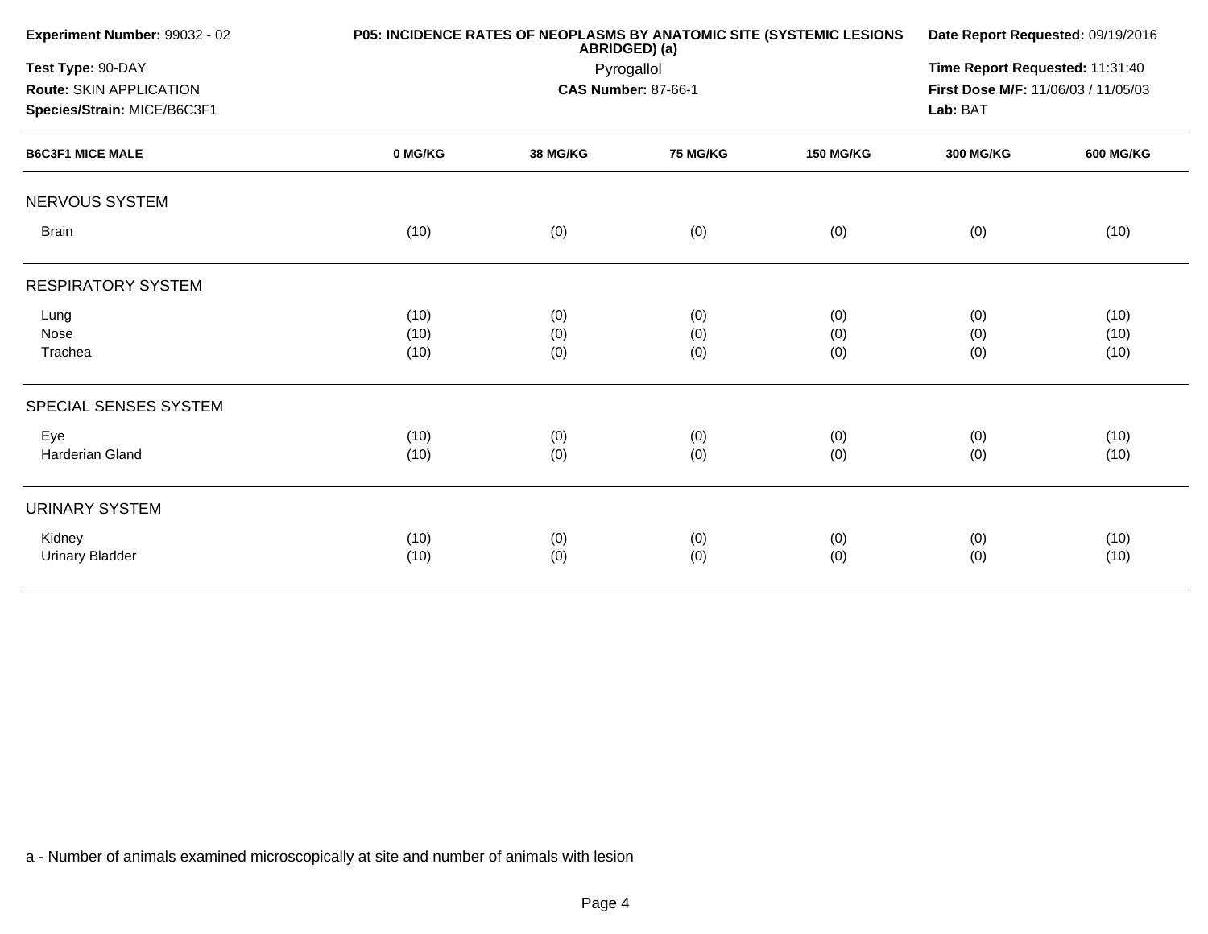**Experiment Number:** 99032 - 02

**Test Type:** 90-DAY

**Route:** SKIN APPLICATION

**Species/Strain:** MICE/B6C3F1

**P05: INCIDENCE RATES OF NEOPLASMS BY ANATOMIC SITE (SYSTEMIC LESIONS ABRIDGED) (a)**

Pyrogallol

**CAS Number:** 87-66-1

**Date Report Requested:** 09/19/2016

**Time Report Requested:** 11:31:40

**First Dose M/F:** 11/06/03 / 11/05/03

**Lab:** BAT

| B6C3F1 MICE MALE | 0 MG/KG | 38 MG/KG | 75 MG/KG | 150 MG/KG | 300 MG/KG | 600 MG/KG |
|---|---|---|---|---|---|---|
| NERVOUS SYSTEM | | | | | | |
| Brain | (10) | (0) | (0) | (0) | (0) | (10) |
| RESPIRATORY SYSTEM | | | | | | |
| Lung | (10) | (0) | (0) | (0) | (0) | (10) |
| Nose | (10) | (0) | (0) | (0) | (0) | (10) |
| Trachea | (10) | (0) | (0) | (0) | (0) | (10) |
| SPECIAL SENSES SYSTEM | | | | | | |
| Eye | (10) | (0) | (0) | (0) | (0) | (10) |
| Harderian Gland | (10) | (0) | (0) | (0) | (0) | (10) |
| URINARY SYSTEM | | | | | | |
| Kidney | (10) | (0) | (0) | (0) | (0) | (10) |
| Urinary Bladder | (10) | (0) | (0) | (0) | (0) | (10) |

a - Number of animals examined microscopically at site and number of animals with lesion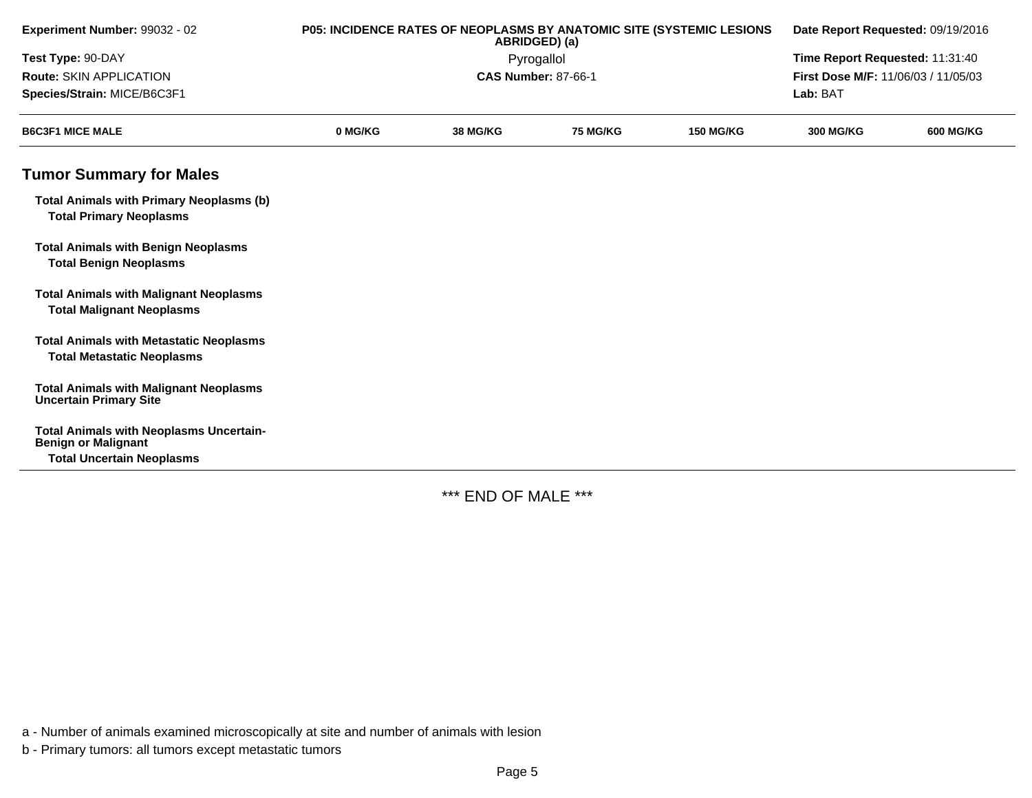| Experiment Number: 99032 - 02 | P05: INCIDENCE RATES OF NEOPLASMS BY ANATOMIC SITE (SYSTEMIC LESIONS ABRIDGED) (a) | Date Report Requested: 09/19/2016 |
|---|---|---|
| Test Type: 90-DAY | Pyrogallol | Time Report Requested: 11:31:40 |
| Route: SKIN APPLICATION | CAS Number: 87-66-1 | First Dose M/F: 11/06/03 / 11/05/03 |
| Species/Strain: MICE/B6C3F1 | | Lab: BAT |

| B6C3F1 MICE MALE | 0 MG/KG | 38 MG/KG | 75 MG/KG | 150 MG/KG | 300 MG/KG | 600 MG/KG |
|---|---|---|---|---|---|---|

## Tumor Summary for Males

| | | | | | | |
|---|---|---|---|---|---|---|
| **Total Animals with Primary Neoplasms (b)** | | | | | | |
| **Total Primary Neoplasms** | | | | | | |
| **Total Animals with Benign Neoplasms** | | | | | | |
| **Total Benign Neoplasms** | | | | | | |
| **Total Animals with Malignant Neoplasms** | | | | | | |
| **Total Malignant Neoplasms** | | | | | | |
| **Total Animals with Metastatic Neoplasms** | | | | | | |
| **Total Metastatic Neoplasms** | | | | | | |
| **Total Animals with Malignant Neoplasms Uncertain Primary Site** | | | | | | |
| **Total Animals with Neoplasms Uncertain- Benign or Malignant** | | | | | | |
| **Total Uncertain Neoplasms** | | | | | | |

*** END OF MALE ***

a - Number of animals examined microscopically at site and number of animals with lesion

b - Primary tumors: all tumors except metastatic tumors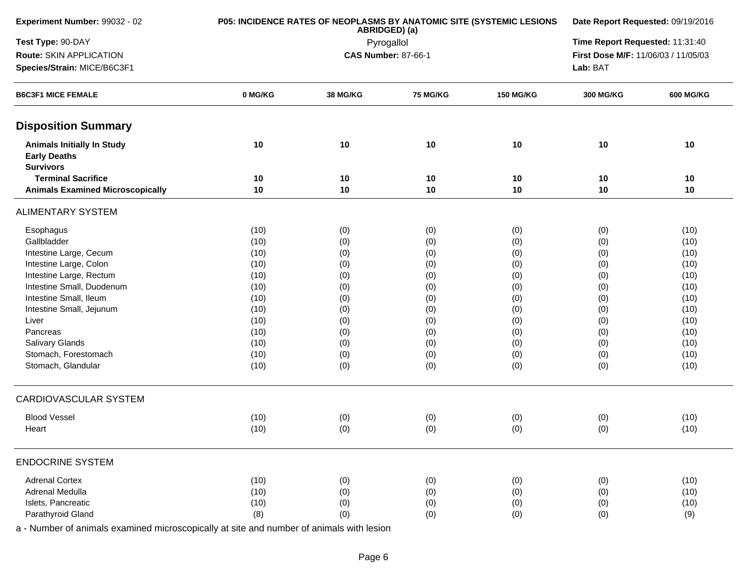**Experiment Number:** 99032 - 02
**Test Type:** 90-DAY
**Route:** SKIN APPLICATION
**Species/Strain:** MICE/B6C3F1

**P05: INCIDENCE RATES OF NEOPLASMS BY ANATOMIC SITE (SYSTEMIC LESIONS ABRIDGED) (a)**
Pyrogallol
**CAS Number:** 87-66-1

**Date Report Requested:** 09/19/2016
**Time Report Requested:** 11:31:40
**First Dose M/F:** 11/06/03 / 11/05/03
**Lab:** BAT

| B6C3F1 MICE FEMALE | 0 MG/KG | 38 MG/KG | 75 MG/KG | 150 MG/KG | 300 MG/KG | 600 MG/KG |
|---|---|---|---|---|---|---|
| **Disposition Summary** | | | | | | |
| **Animals Initially In Study** | 10 | 10 | 10 | 10 | 10 | 10 |
| **Early Deaths** | | | | | | |
| **Survivors** | | | | | | |
| **Terminal Sacrifice** | 10 | 10 | 10 | 10 | 10 | 10 |
| **Animals Examined Microscopically** | 10 | 10 | 10 | 10 | 10 | 10 |
| ALIMENTARY SYSTEM | | | | | | |
| Esophagus | (10) | (0) | (0) | (0) | (0) | (10) |
| Gallbladder | (10) | (0) | (0) | (0) | (0) | (10) |
| Intestine Large, Cecum | (10) | (0) | (0) | (0) | (0) | (10) |
| Intestine Large, Colon | (10) | (0) | (0) | (0) | (0) | (10) |
| Intestine Large, Rectum | (10) | (0) | (0) | (0) | (0) | (10) |
| Intestine Small, Duodenum | (10) | (0) | (0) | (0) | (0) | (10) |
| Intestine Small, Ileum | (10) | (0) | (0) | (0) | (0) | (10) |
| Intestine Small, Jejunum | (10) | (0) | (0) | (0) | (0) | (10) |
| Liver | (10) | (0) | (0) | (0) | (0) | (10) |
| Pancreas | (10) | (0) | (0) | (0) | (0) | (10) |
| Salivary Glands | (10) | (0) | (0) | (0) | (0) | (10) |
| Stomach, Forestomach | (10) | (0) | (0) | (0) | (0) | (10) |
| Stomach, Glandular | (10) | (0) | (0) | (0) | (0) | (10) |
| CARDIOVASCULAR SYSTEM | | | | | | |
| Blood Vessel | (10) | (0) | (0) | (0) | (0) | (10) |
| Heart | (10) | (0) | (0) | (0) | (0) | (10) |
| ENDOCRINE SYSTEM | | | | | | |
| Adrenal Cortex | (10) | (0) | (0) | (0) | (0) | (10) |
| Adrenal Medulla | (10) | (0) | (0) | (0) | (0) | (10) |
| Islets, Pancreatic | (10) | (0) | (0) | (0) | (0) | (10) |
| Parathyroid Gland | (8) | (0) | (0) | (0) | (0) | (9) |

a - Number of animals examined microscopically at site and number of animals with lesion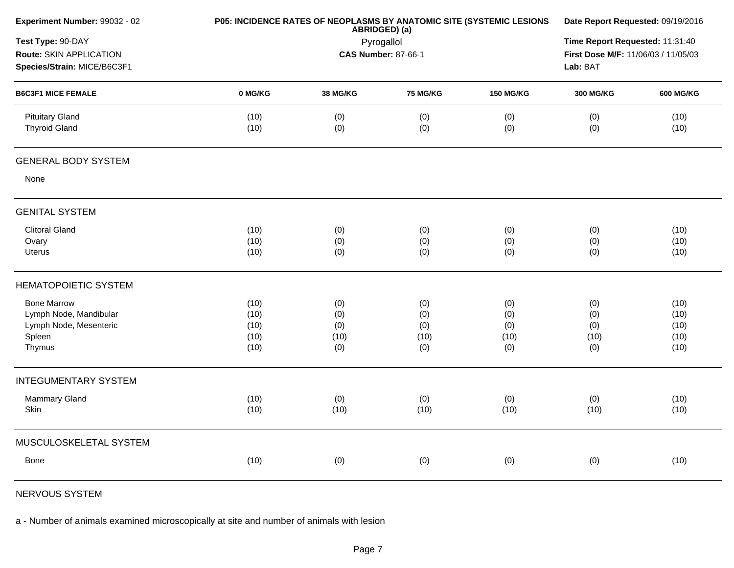**Experiment Number:** 99032 - 02
**Test Type:** 90-DAY
**Route:** SKIN APPLICATION
**Species/Strain:** MICE/B6C3F1

**P05: INCIDENCE RATES OF NEOPLASMS BY ANATOMIC SITE (SYSTEMIC LESIONS ABRIDGED) (a)**
Pyrogallol
**CAS Number:** 87-66-1

**Date Report Requested:** 09/19/2016
**Time Report Requested:** 11:31:40
**First Dose M/F:** 11/06/03 / 11/05/03
**Lab:** BAT

| B6C3F1 MICE FEMALE | 0 MG/KG | 38 MG/KG | 75 MG/KG | 150 MG/KG | 300 MG/KG | 600 MG/KG |
|---|---|---|---|---|---|---|
| Pituitary Gland | (10) | (0) | (0) | (0) | (0) | (10) |
| Thyroid Gland | (10) | (0) | (0) | (0) | (0) | (10) |
| **GENERAL BODY SYSTEM** | | | | | | |
| None | | | | | | |
| **GENITAL SYSTEM** | | | | | | |
| Clitoral Gland | (10) | (0) | (0) | (0) | (0) | (10) |
| Ovary | (10) | (0) | (0) | (0) | (0) | (10) |
| Uterus | (10) | (0) | (0) | (0) | (0) | (10) |
| **HEMATOPOIETIC SYSTEM** | | | | | | |
| Bone Marrow | (10) | (0) | (0) | (0) | (0) | (10) |
| Lymph Node, Mandibular | (10) | (0) | (0) | (0) | (0) | (10) |
| Lymph Node, Mesenteric | (10) | (0) | (0) | (0) | (0) | (10) |
| Spleen | (10) | (10) | (10) | (10) | (10) | (10) |
| Thymus | (10) | (0) | (0) | (0) | (0) | (10) |
| **INTEGUMENTARY SYSTEM** | | | | | | |
| Mammary Gland | (10) | (0) | (0) | (0) | (0) | (10) |
| Skin | (10) | (10) | (10) | (10) | (10) | (10) |
| **MUSCULOSKELETAL SYSTEM** | | | | | | |
| Bone | (10) | (0) | (0) | (0) | (0) | (10) |
| **NERVOUS SYSTEM** | | | | | | |

a - Number of animals examined microscopically at site and number of animals with lesion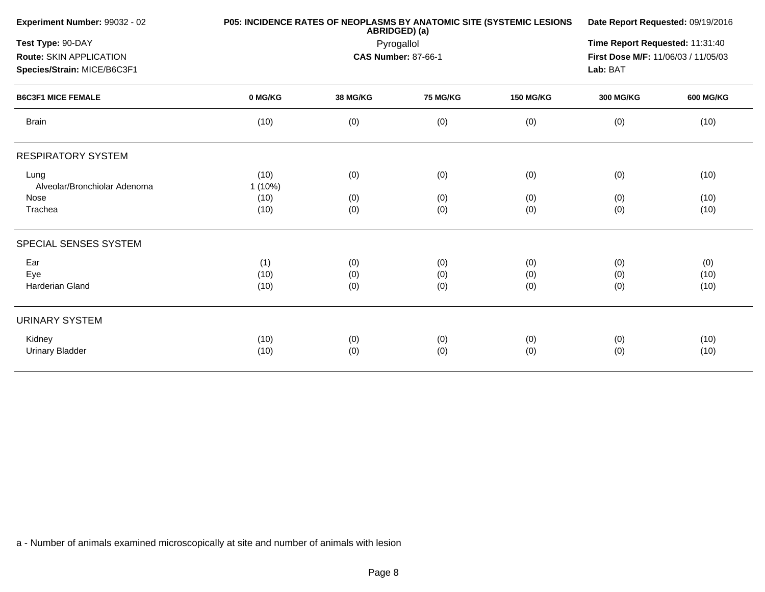**Experiment Number:** 99032 - 02
**Test Type:** 90-DAY
**Route:** SKIN APPLICATION
**Species/Strain:** MICE/B6C3F1

**P05: INCIDENCE RATES OF NEOPLASMS BY ANATOMIC SITE (SYSTEMIC LESIONS ABRIDGED) (a)**
Pyrogallol
**CAS Number:** 87-66-1

**Date Report Requested:** 09/19/2016
**Time Report Requested:** 11:31:40
**First Dose M/F:** 11/06/03 / 11/05/03
**Lab:** BAT

| B6C3F1 MICE FEMALE | 0 MG/KG | 38 MG/KG | 75 MG/KG | 150 MG/KG | 300 MG/KG | 600 MG/KG |
|---|---|---|---|---|---|---|
| Brain | (10) | (0) | (0) | (0) | (0) | (10) |
| **RESPIRATORY SYSTEM** | | | | | | |
| Lung | (10) | (0) | (0) | (0) | (0) | (10) |
| Alveolar/Bronchiolar Adenoma | 1 (10%) | | | | | |
| Nose | (10) | (0) | (0) | (0) | (0) | (10) |
| Trachea | (10) | (0) | (0) | (0) | (0) | (10) |
| **SPECIAL SENSES SYSTEM** | | | | | | |
| Ear | (1) | (0) | (0) | (0) | (0) | (0) |
| Eye | (10) | (0) | (0) | (0) | (0) | (10) |
| Harderian Gland | (10) | (0) | (0) | (0) | (0) | (10) |
| **URINARY SYSTEM** | | | | | | |
| Kidney | (10) | (0) | (0) | (0) | (0) | (10) |
| Urinary Bladder | (10) | (0) | (0) | (0) | (0) | (10) |

a - Number of animals examined microscopically at site and number of animals with lesion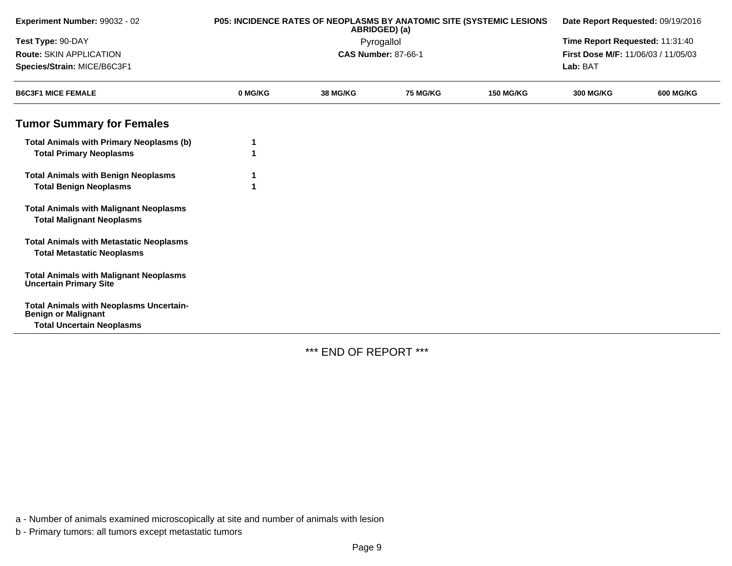| Experiment Number: 99032 - 02 | P05: INCIDENCE RATES OF NEOPLASMS BY ANATOMIC SITE (SYSTEMIC LESIONS ABRIDGED) (a) | Date Report Requested: 09/19/2016 |
|---|---|---|
| Test Type: 90-DAY | Pyrogallol | Time Report Requested: 11:31:40 |
| Route: SKIN APPLICATION | CAS Number: 87-66-1 | First Dose M/F: 11/06/03 / 11/05/03 |
| Species/Strain: MICE/B6C3F1 | | Lab: BAT |

| B6C3F1 MICE FEMALE | 0 MG/KG | 38 MG/KG | 75 MG/KG | 150 MG/KG | 300 MG/KG | 600 MG/KG |
|---|---|---|---|---|---|---|
| **Tumor Summary for Females** | | | | | | |
| **Total Animals with Primary Neoplasms (b)** | 1 | | | | | |
| **Total Primary Neoplasms** | 1 | | | | | |
| **Total Animals with Benign Neoplasms** | 1 | | | | | |
| **Total Benign Neoplasms** | 1 | | | | | |
| **Total Animals with Malignant Neoplasms** | | | | | | |
| **Total Malignant Neoplasms** | | | | | | |
| **Total Animals with Metastatic Neoplasms** | | | | | | |
| **Total Metastatic Neoplasms** | | | | | | |
| **Total Animals with Malignant Neoplasms Uncertain Primary Site** | | | | | | |
| **Total Animals with Neoplasms Uncertain-Benign or Malignant** | | | | | | |
| **Total Uncertain Neoplasms** | | | | | | |

*** END OF REPORT ***

a - Number of animals examined microscopically at site and number of animals with lesion

b - Primary tumors: all tumors except metastatic tumors